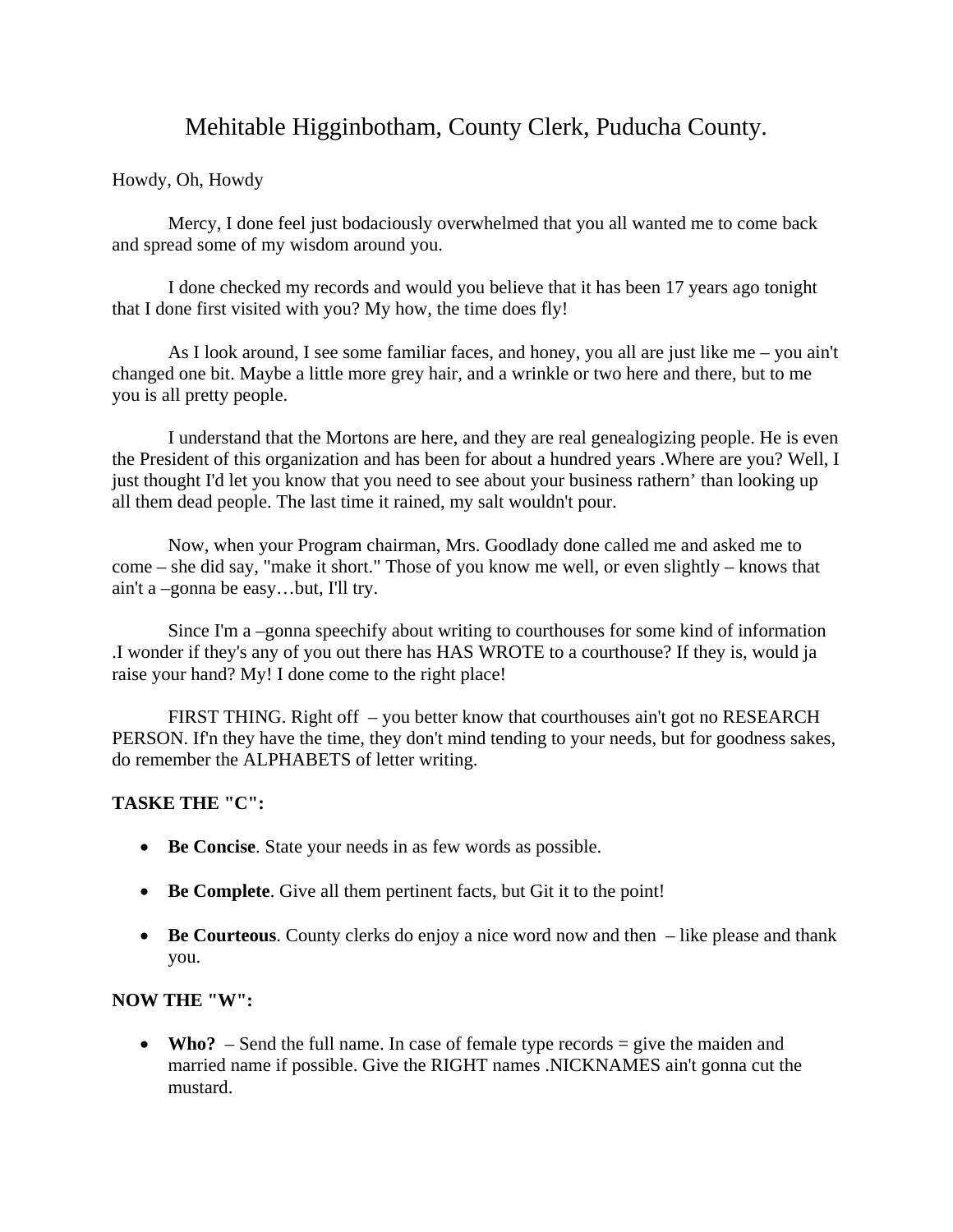# Mehitable Higginbotham, County Clerk, Puducha County.

Howdy, Oh, Howdy

Mercy, I done feel just bodaciously overwhelmed that you all wanted me to come back and spread some of my wisdom around you.

I done checked my records and would you believe that it has been 17 years ago tonight that I done first visited with you? My how, the time does fly!

As I look around, I see some familiar faces, and honey, you all are just like me – you ain't changed one bit. Maybe a little more grey hair, and a wrinkle or two here and there, but to me you is all pretty people.

I understand that the Mortons are here, and they are real genealogizing people. He is even the President of this organization and has been for about a hundred years .Where are you? Well, I just thought I'd let you know that you need to see about your business rathern' than looking up all them dead people. The last time it rained, my salt wouldn't pour.

Now, when your Program chairman, Mrs. Goodlady done called me and asked me to come – she did say, "make it short." Those of you know me well, or even slightly – knows that ain't a –gonna be easy…but, I'll try.

Since I'm a –gonna speechify about writing to courthouses for some kind of information .I wonder if they's any of you out there has HAS WROTE to a courthouse? If they is, would ja raise your hand? My! I done come to the right place!

FIRST THING. Right off – you better know that courthouses ain't got no RESEARCH PERSON. If'n they have the time, they don't mind tending to your needs, but for goodness sakes, do remember the ALPHABETS of letter writing.

**TASKE THE "C":**

- **Be Concise**. State your needs in as few words as possible.
- **Be Complete**. Give all them pertinent facts, but Git it to the point!
- **Be Courteous**. County clerks do enjoy a nice word now and then – like please and thank you.

**NOW THE "W":**

- **Who?** – Send the full name. In case of female type records = give the maiden and married name if possible. Give the RIGHT names .NICKNAMES ain't gonna cut the mustard.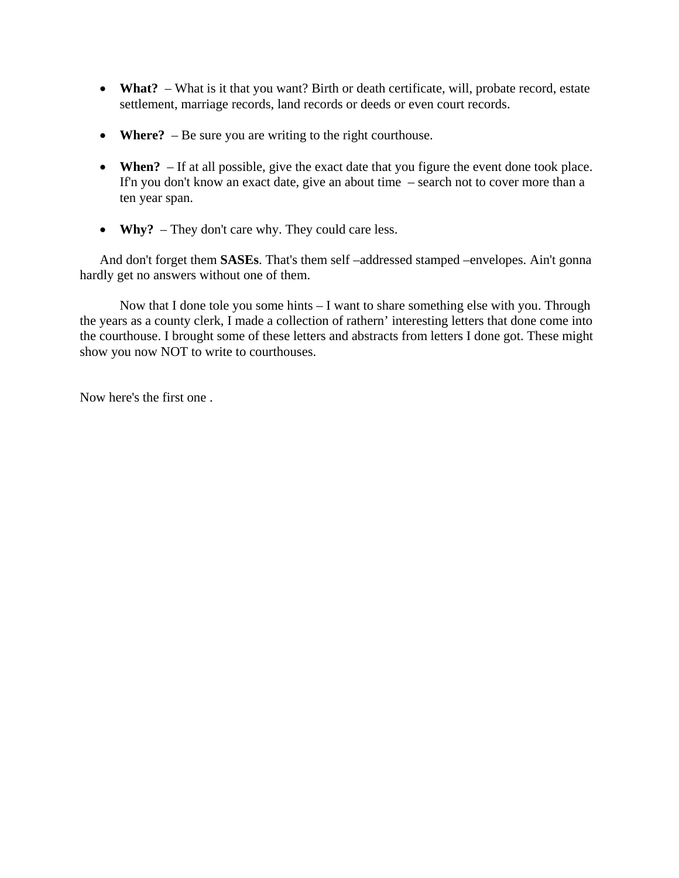- **What?** – What is it that you want? Birth or death certificate, will, probate record, estate settlement, marriage records, land records or deeds or even court records.

- **Where?** – Be sure you are writing to the right courthouse.

- **When?** – If at all possible, give the exact date that you figure the event done took place. If'n you don't know an exact date, give an about time – search not to cover more than a ten year span.

- **Why?** – They don't care why. They could care less.

And don't forget them **SASEs**. That's them self –addressed stamped –envelopes. Ain't gonna hardly get no answers without one of them.

Now that I done tole you some hints – I want to share something else with you. Through the years as a county clerk, I made a collection of rathern' interesting letters that done come into the courthouse. I brought some of these letters and abstracts from letters I done got. These might show you now NOT to write to courthouses.

Now here's the first one .